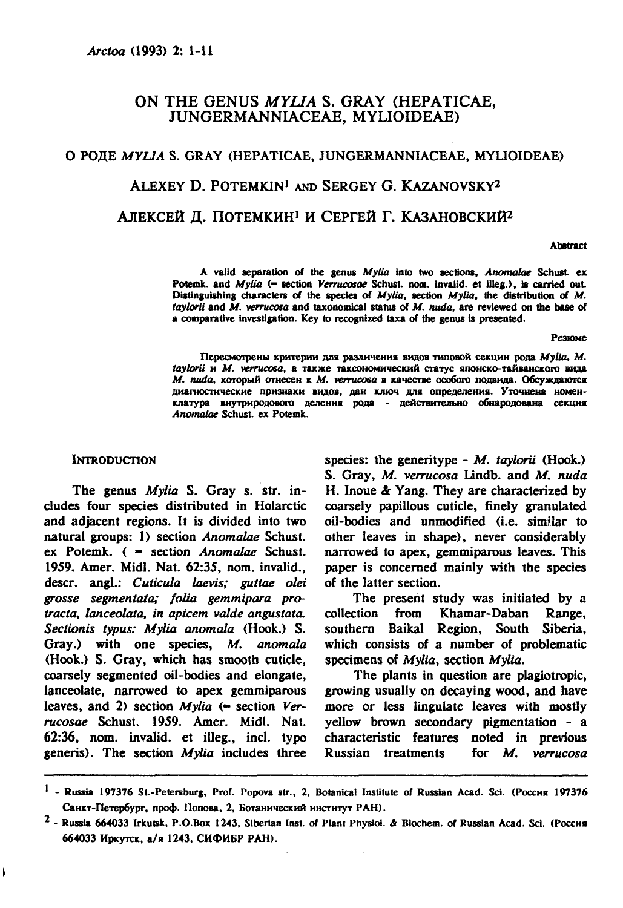# ON THE GENUS *MYLIA* S. GRAY (HEPATICAE, JUNGERMANNIACEAE, MYLIOIDEAE)

## О РОДЕ *MYLIA* S. GRAY (HEPATICAE, JUNGERMANNIACEAE, MYLIOIDEAE)

### ALEXEY D. POTEMKIN[1] AND SERGEY G. KAZANOVSKY[2]

### АЛЕКСЕЙ Д. ПОТЕМКИН[1] И СЕРГЕЙ Г. КАЗАНОВСКИЙ[2]

**Abstract**

A valid separation of the genus *Mylia* into two sections, *Anomalae* Schust. ex Potemk. and *Mylia* (= section *Verrucosae* Schust. nom. invalid. et illeg.), is carried out. Distinguishing characters of the species of *Mylia*, section *Mylia*, the distribution of *M. taylorii* and *M. verrucosa* and taxonomical status of *M. nuda*, are reviewed on the base of a comparative investigation. Key to recognized taxa of the genus is presented.

**Резюме**

Пересмотрены критерии для различения видов типовой секции рода *Mylia*, *M. taylorii* и *M. verrucosa*, а также таксономический статус японско-тайванского вида *M. nuda*, который отнесен к *M. verrucosa* в качестве особого подвида. Обсуждаются диагностические признаки видов, дан ключ для определения. Уточнена номенклатура внутриродового деления рода - действительно обнародована секция *Anomalae* Schust. ex Potemk.

## INTRODUCTION

The genus *Mylia* S. Gray s. str. includes four species distributed in Holarctic and adjacent regions. It is divided into two natural groups: 1) section *Anomalae* Schust. ex Potemk. ( = section *Anomalae* Schust. 1959. Amer. Midl. Nat. 62:35, nom. invalid., descr. angl.: *Cuticula laevis; guttae olei grosse segmentata; folia gemmipara protracta, lanceolata, in apicem valde angustata. Sectionis typus: Mylia anomala* (Hook.) S. Gray.) with one species, *M. anomala* (Hook.) S. Gray, which has smooth cuticle, coarsely segmented oil-bodies and elongate, lanceolate, narrowed to apex gemmiparous leaves, and 2) section *Mylia* (= section *Verrucosae* Schust. 1959. Amer. Midl. Nat. 62:36, nom. invalid. et illeg., incl. typo generis). The section *Mylia* includes three species: the generitype - *M. taylorii* (Hook.) S. Gray, *M. verrucosa* Lindb. and *M. nuda* H. Inoue & Yang. They are characterized by coarsely papillous cuticle, finely granulated oil-bodies and unmodified (i.e. similar to other leaves in shape), never considerably narrowed to apex, gemmiparous leaves. This paper is concerned mainly with the species of the latter section.

The present study was initiated by a collection from Khamar-Daban Range, southern Baikal Region, South Siberia, which consists of a number of problematic specimens of *Mylia*, section *Mylia*.

The plants in question are plagiotropic, growing usually on decaying wood, and have more or less lingulate leaves with mostly yellow brown secondary pigmentation - a characteristic features noted in previous Russian treatments for *M. verrucosa*

---

[1] - Russia 197376 St.-Petersburg, Prof. Popova str., 2, Botanical Institute of Russian Acad. Sci. (Россия 197376 Санкт-Петербург, проф. Попова, 2, Ботанический институт РАН).

[2] - Russia 664033 Irkutsk, P.O.Box 1243, Siberian Inst. of Plant Physiol. & Biochem. of Russian Acad. Sci. (Россия 664033 Иркутск, а/я 1243, СИФИБР РАН).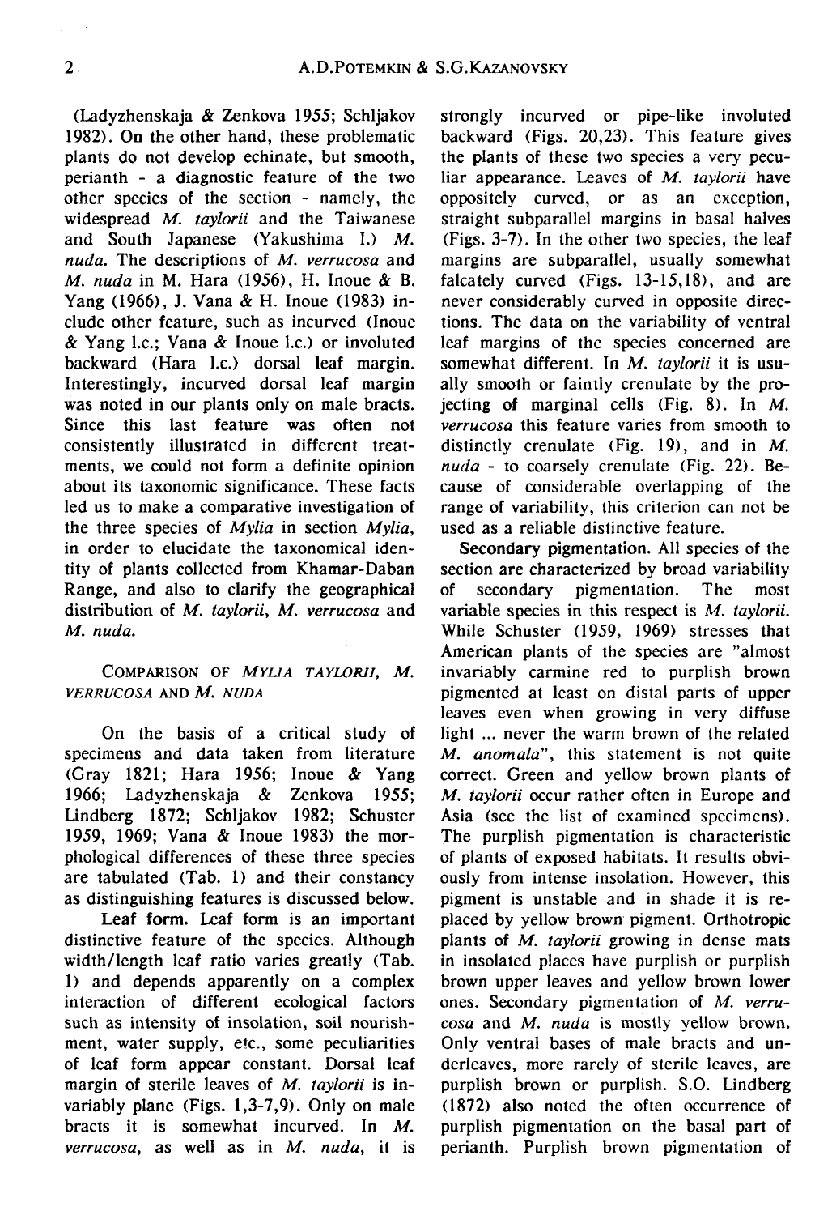(Ladyzhenskaja & Zenkova 1955; Schljakov 1982). On the other hand, these problematic plants do not develop echinate, but smooth, perianth - a diagnostic feature of the two other species of the section - namely, the widespread *M. taylorii* and the Taiwanese and South Japanese (Yakushima I.) *M. nuda*. The descriptions of *M. verrucosa* and *M. nuda* in M. Hara (1956), H. Inoue & B. Yang (1966), J. Vana & H. Inoue (1983) include other feature, such as incurved (Inoue & Yang l.c.; Vana & Inoue l.c.) or involuted backward (Hara l.c.) dorsal leaf margin. Interestingly, incurved dorsal leaf margin was noted in our plants only on male bracts. Since this last feature was often not consistently illustrated in different treatments, we could not form a definite opinion about its taxonomic significance. These facts led us to make a comparative investigation of the three species of *Mylia* in section *Mylia*, in order to elucidate the taxonomical identity of plants collected from Khamar-Daban Range, and also to clarify the geographical distribution of *M. taylorii*, *M. verrucosa* and *M. nuda*.

## Comparison of *Mylia taylorii*, *M. verrucosa* and *M. nuda*

On the basis of a critical study of specimens and data taken from literature (Gray 1821; Hara 1956; Inoue & Yang 1966; Ladyzhenskaja & Zenkova 1955; Lindberg 1872; Schljakov 1982; Schuster 1959, 1969; Vana & Inoue 1983) the morphological differences of these three species are tabulated (Tab. 1) and their constancy as distinguishing features is discussed below.

**Leaf form.** Leaf form is an important distinctive feature of the species. Although width/length leaf ratio varies greatly (Tab. 1) and depends apparently on a complex interaction of different ecological factors such as intensity of insolation, soil nourishment, water supply, etc., some peculiarities of leaf form appear constant. Dorsal leaf margin of sterile leaves of *M. taylorii* is invariably plane (Figs. 1,3-7,9). Only on male bracts it is somewhat incurved. In *M. verrucosa*, as well as in *M. nuda*, it is strongly incurved or pipe-like involuted backward (Figs. 20,23). This feature gives the plants of these two species a very peculiar appearance. Leaves of *M. taylorii* have oppositely curved, or as an exception, straight subparallel margins in basal halves (Figs. 3-7). In the other two species, the leaf margins are subparallel, usually somewhat falcately curved (Figs. 13-15,18), and are never considerably curved in opposite directions. The data on the variability of ventral leaf margins of the species concerned are somewhat different. In *M. taylorii* it is usually smooth or faintly crenulate by the projecting of marginal cells (Fig. 8). In *M. verrucosa* this feature varies from smooth to distinctly crenulate (Fig. 19), and in *M. nuda* - to coarsely crenulate (Fig. 22). Because of considerable overlapping of the range of variability, this criterion can not be used as a reliable distinctive feature.

**Secondary pigmentation.** All species of the section are characterized by broad variability of secondary pigmentation. The most variable species in this respect is *M. taylorii*. While Schuster (1959, 1969) stresses that American plants of the species are "almost invariably carmine red to purplish brown pigmented at least on distal parts of upper leaves even when growing in very diffuse light ... never the warm brown of the related *M. anomala*", this statement is not quite correct. Green and yellow brown plants of *M. taylorii* occur rather often in Europe and Asia (see the list of examined specimens). The purplish pigmentation is characteristic of plants of exposed habitats. It results obviously from intense insolation. However, this pigment is unstable and in shade it is replaced by yellow brown pigment. Orthotropic plants of *M. taylorii* growing in dense mats in insolated places have purplish or purplish brown upper leaves and yellow brown lower ones. Secondary pigmentation of *M. verrucosa* and *M. nuda* is mostly yellow brown. Only ventral bases of male bracts and underleaves, more rarely of sterile leaves, are purplish brown or purplish. S.O. Lindberg (1872) also noted the often occurrence of purplish pigmentation on the basal part of perianth. Purplish brown pigmentation of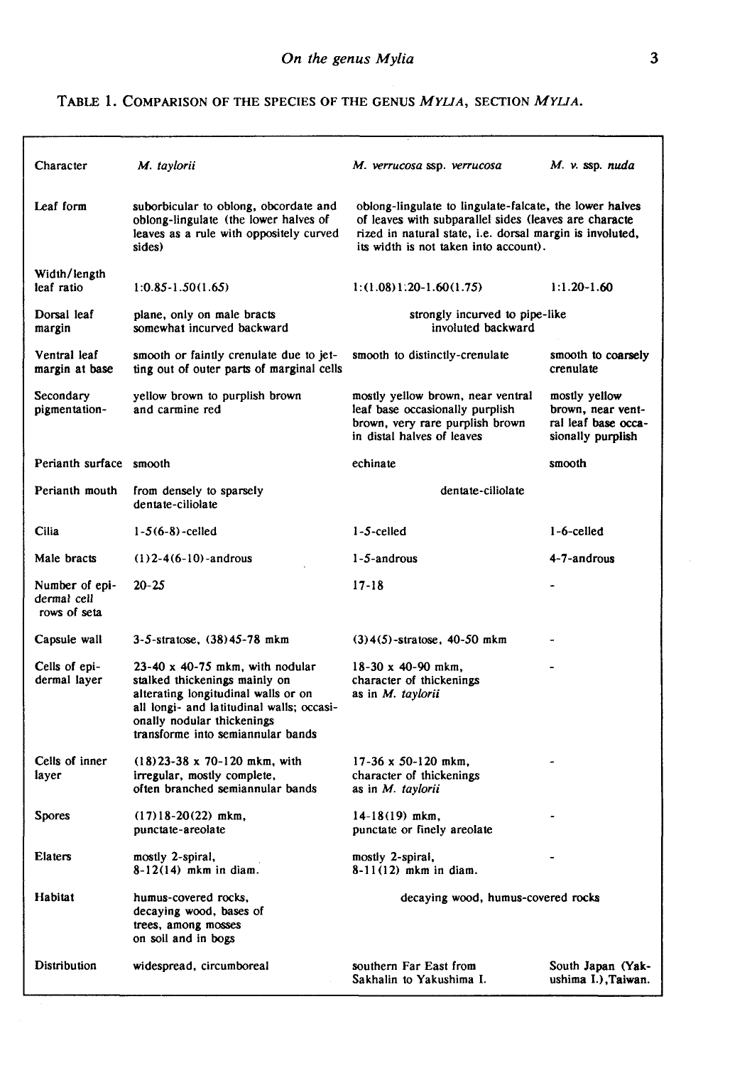TABLE 1. COMPARISON OF THE SPECIES OF THE GENUS *MYLIA*, SECTION *MYLIA*.

| Character | *M. taylorii* | *M. verrucosa* ssp. *verrucosa* | *M. v.* ssp. *nuda* |
|---|---|---|---|
| Leaf form | suborbicular to oblong, obcordate and oblong-lingulate (the lower halves of leaves as a rule with oppositely curved sides) | oblong-lingulate to lingulate-falcate, the lower halves of leaves with subparallel sides (leaves are characterized in natural state, i.e. dorsal margin is involuted, its width is not taken into account). | |
| Width/length leaf ratio | 1:0.85-1.50(1.65) | 1:(1.08)1:20-1.60(1.75) | 1:1.20-1.60 |
| Dorsal leaf margin | plane, only on male bracts somewhat incurved backward | strongly incurved to pipe-like involuted backward | |
| Ventral leaf margin at base | smooth or faintly crenulate due to jetting out of outer parts of marginal cells | smooth to distinctly-crenulate | smooth to coarsely crenulate |
| Secondary pigmentation- | yellow brown to purplish brown and carmine red | mostly yellow brown, near ventral leaf base occasionally purplish brown, very rare purplish brown in distal halves of leaves | mostly yellow brown, near ventral leaf base occasionally purplish |
| Perianth surface | smooth | echinate | smooth |
| Perianth mouth | from densely to sparsely dentate-ciliolate | dentate-ciliolate | |
| Cilia | 1-5(6-8)-celled | 1-5-celled | 1-6-celled |
| Male bracts | (1)2-4(6-10)-androus | 1-5-androus | 4-7-androus |
| Number of epidermal cell rows of seta | 20-25 | 17-18 | - |
| Capsule wall | 3-5-stratose, (38)45-78 mkm | (3)4(5)-stratose, 40-50 mkm | - |
| Cells of epidermal layer | 23-40 x 40-75 mkm, with nodular stalked thickenings mainly on alterating longitudinal walls or on all longi- and latitudinal walls; occasionally nodular thickenings transforme into semiannular bands | 18-30 x 40-90 mkm, character of thickenings as in *M. taylorii* | - |
| Cells of inner layer | (18)23-38 x 70-120 mkm, with irregular, mostly complete, often branched semiannular bands | 17-36 x 50-120 mkm, character of thickenings as in *M. taylorii* | - |
| Spores | (17)18-20(22) mkm, punctate-areolate | 14-18(19) mkm, punctate or finely areolate | - |
| Elaters | mostly 2-spiral, 8-12(14) mkm in diam. | mostly 2-spiral, 8-11(12) mkm in diam. | - |
| Habitat | humus-covered rocks, decaying wood, bases of trees, among mosses on soil and in bogs | decaying wood, humus-covered rocks | |
| Distribution | widespread, circumboreal | southern Far East from Sakhalin to Yakushima I. | South Japan (Yakushima I.),Taiwan. |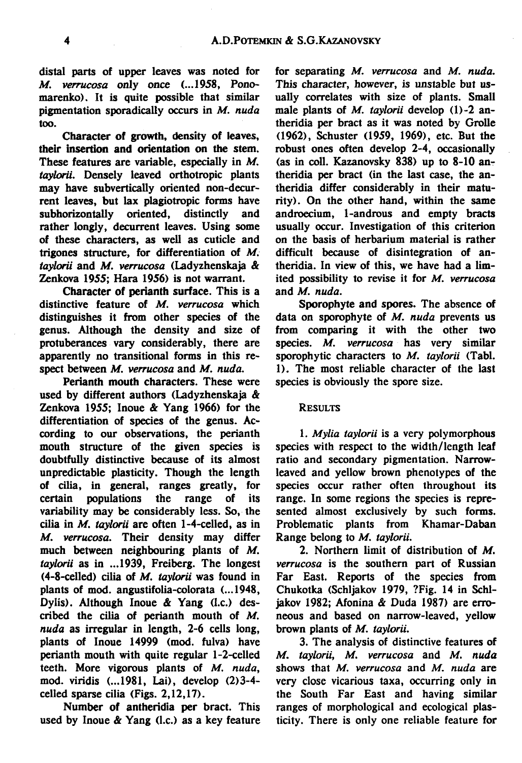distal parts of upper leaves was noted for *M. verrucosa* only once (...1958, Ponomarenko). It is quite possible that similar pigmentation sporadically occurs in *M. nuda* too.

**Character of growth, density of leaves, their insertion and orientation on the stem.** These features are variable, especially in *M. taylorii*. Densely leaved orthotropic plants may have subvertically oriented non-decurrent leaves, but lax plagiotropic forms have subhorizontally oriented, distinctly and rather longly, decurrent leaves. Using some of these characters, as well as cuticle and trigones structure, for differentiation of *M. taylorii* and *M. verrucosa* (Ladyzhenskaja & Zenkova 1955; Hara 1956) is not warrant.

**Character of perianth surface.** This is a distinctive feature of *M. verrucosa* which distinguishes it from other species of the genus. Although the density and size of protuberances vary considerably, there are apparently no transitional forms in this respect between *M. verrucosa* and *M. nuda*.

**Perianth mouth characters.** These were used by different authors (Ladyzhenskaja & Zenkova 1955; Inoue & Yang 1966) for the differentiation of species of the genus. According to our observations, the perianth mouth structure of the given species is doubtfully distinctive because of its almost unpredictable plasticity. Though the length of cilia, in general, ranges greatly, for certain populations the range of its variability may be considerably less. So, the cilia in *M. taylorii* are often 1-4-celled, as in *M. verrucosa*. Their density may differ much between neighbouring plants of *M. taylorii* as in ...1939, Freiberg. The longest (4-8-celled) cilia of *M. taylorii* was found in plants of mod. angustifolia-colorata (...1948, Dylis). Although Inoue & Yang (l.c.) described the cilia of perianth mouth of *M. nuda* as irregular in length, 2-6 cells long, plants of Inoue 14999 (mod. fulva) have perianth mouth with quite regular 1-2-celled teeth. More vigorous plants of *M. nuda*, mod. viridis (...1981, Lai), develop (2)3-4-celled sparse cilia (Figs. 2,12,17).

**Number of antheridia per bract.** This used by Inoue & Yang (l.c.) as a key feature for separating *M. verrucosa* and *M. nuda*. This character, however, is unstable but usually correlates with size of plants. Small male plants of *M. taylorii* develop (1)-2 antheridia per bract as it was noted by Grolle (1962), Schuster (1959, 1969), etc. But the robust ones often develop 2-4, occasionally (as in coll. Kazanovsky 838) up to 8-10 antheridia per bract (in the last case, the antheridia differ considerably in their maturity). On the other hand, within the same androecium, 1-androus and empty bracts usually occur. Investigation of this criterion on the basis of herbarium material is rather difficult because of disintegration of antheridia. In view of this, we have had a limited possibility to revise it for *M. verrucosa* and *M. nuda*.

**Sporophyte and spores.** The absence of data on sporophyte of *M. nuda* prevents us from comparing it with the other two species. *M. verrucosa* has very similar sporophytic characters to *M. taylorii* (Tabl. 1). The most reliable character of the last species is obviously the spore size.

## RESULTS

1. *Mylia taylorii* is a very polymorphous species with respect to the width/length leaf ratio and secondary pigmentation. Narrow-leaved and yellow brown phenotypes of the species occur rather often throughout its range. In some regions the species is represented almost exclusively by such forms. Problematic plants from Khamar-Daban Range belong to *M. taylorii*.

2. Northern limit of distribution of *M. verrucosa* is the southern part of Russian Far East. Reports of the species from Chukotka (Schljakov 1979, ?Fig. 14 in Schljakov 1982; Afonina & Duda 1987) are erroneous and based on narrow-leaved, yellow brown plants of *M. taylorii*.

3. The analysis of distinctive features of *M. taylorii*, *M. verrucosa* and *M. nuda* shows that *M. verrucosa* and *M. nuda* are very close vicarious taxa, occurring only in the South Far East and having similar ranges of morphological and ecological plasticity. There is only one reliable feature for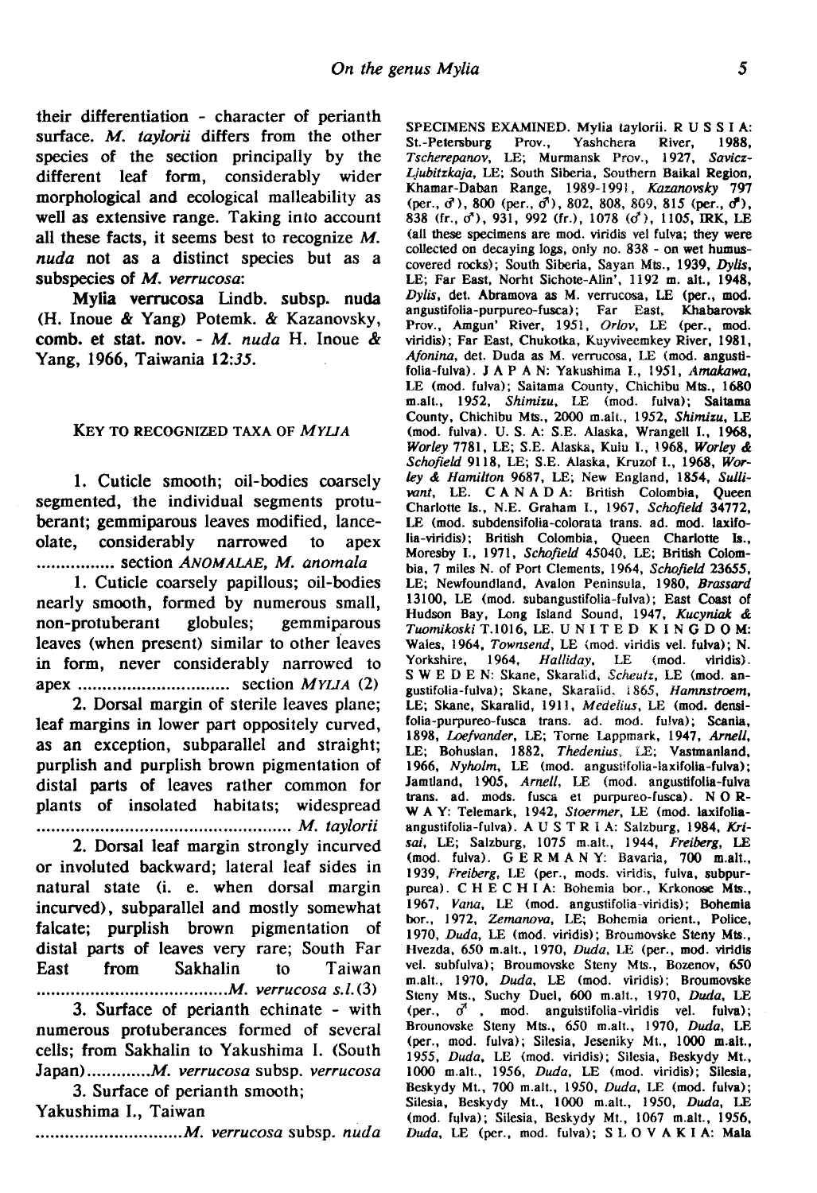their differentiation - character of perianth surface. *M. taylorii* differs from the other species of the section principally by the different leaf form, considerably wider morphological and ecological malleability as well as extensive range. Taking into account all these facts, it seems best to recognize *M. nuda* not as a distinct species but as a subspecies of *M. verrucosa*:

**Mylia verrucosa** Lindb. **subsp. nuda** (H. Inoue & Yang) Potemk. & Kazanovsky, **comb. et stat. nov.** - *M. nuda* H. Inoue & Yang, 1966, Taiwania 12:35.

## KEY TO RECOGNIZED TAXA OF *MYLIA*

1. Cuticle smooth; oil-bodies coarsely segmented, the individual segments protuberant; gemmiparous leaves modified, lanceolate, considerably narrowed to apex ................ section *ANOMALAE*, *M. anomala*

1. Cuticle coarsely papillous; oil-bodies nearly smooth, formed by numerous small, non-protuberant globules; gemmiparous leaves (when present) similar to other leaves in form, never considerably narrowed to apex .............................. section *MYLIA* (2)

2. Dorsal margin of sterile leaves plane; leaf margins in lower part oppositely curved, as an exception, subparallel and straight; purplish and purplish brown pigmentation of distal parts of leaves rather common for plants of insolated habitats; widespread .................................................... *M. taylorii*

2. Dorsal leaf margin strongly incurved or involuted backward; lateral leaf sides in natural state (i. e. when dorsal margin incurved), subparallel and mostly somewhat falcate; purplish brown pigmentation of distal parts of leaves very rare; South Far East from Sakhalin to Taiwan .......................................*M. verrucosa s.l.*(3)

3. Surface of perianth echinate - with numerous protuberances formed of several cells; from Sakhalin to Yakushima I. (South Japan).............*M. verrucosa* subsp. *verrucosa*

3. Surface of perianth smooth; Yakushima I., Taiwan ..............................*M. verrucosa* subsp. *nuda*

SPECIMENS EXAMINED. Mylia taylorii. RUSSIA: St.-Petersburg Prov., Yashchera River, 1988, *Tscherepanov*, LE; Murmansk Prov., 1927, *Savicz-Ljubitzkaja*, LE; South Siberia, Southern Baikal Region, Khamar-Daban Range, 1989-1991, *Kazanovsky* 797 (per., ♂), 800 (per., ♂), 802, 808, 809, 815 (per., ♂), 838 (fr., ♂), 931, 992 (fr.), 1078 (♂), 1105, IRK, LE (all these specimens are mod. viridis vel fulva; they were collected on decaying logs, only no. 838 - on wet humus-covered rocks); South Siberia, Sayan Mts., 1939, *Dylis*, LE; Far East, Norht Sichote-Alin', 1192 m. alt., 1948, *Dylis*, det. Abramova as M. verrucosa, LE (per., mod. angustifolia-purpureo-fusca); Far East, Khabarovsk Prov., Amgun' River, 1951, *Orlov*, LE (per., mod. viridis); Far East, Chukotka, Kuyviveemkey River, 1981, *Afonina*, det. Duda as M. verrucosa, LE (mod. angustifolia-fulva). JAPAN: Yakushima I., 1951, *Amakawa*, LE (mod. fulva); Saitama County, Chichibu Mts., 1680 m.alt., 1952, *Shimizu*, LE (mod. fulva); Saitama County, Chichibu Mts., 2000 m.alt., 1952, *Shimizu*, LE (mod. fulva). U. S. A: S.E. Alaska, Wrangell I., 1968, *Worley* 7781, LE; S.E. Alaska, Kuiu I., 1968, *Worley & Schofield* 9118, LE; S.E. Alaska, Kruzof I., 1968, *Worley & Hamilton* 9687, LE; New England, 1854, *Sullivant*, LE. CANADA: British Colombia, Queen Charlotte Is., N.E. Graham I., 1967, *Schofield* 34772, LE (mod. subdensifolia-colorata trans. ad. mod. laxifolia-viridis); British Colombia, Queen Charlotte Is., Moresby I., 1971, *Schofield* 45040, LE; British Colombia, 7 miles N. of Port Clements, 1964, *Schofield* 23655, LE; Newfoundland, Avalon Peninsula, 1980, *Brassard* 13100, LE (mod. subangustifolia-fulva); East Coast of Hudson Bay, Long Island Sound, 1947, *Kucyniak & Tuomikoski* T.1016, LE. UNITED KINGDOM: Wales, 1964, *Townsend*, LE (mod. viridis vel. fulva); N. Yorkshire, 1964, *Halliday*, LE (mod. viridis). SWEDEN: Skane, Skaralid, *Scheutz*, LE (mod. angustifolia-fulva); Skane, Skaralid, 1865, *Hamnstroem*, LE; Skane, Skaralid, 1911, *Medelius*, LE (mod. densifolia-purpureo-fusca trans. ad. mod. fulva); Scania, 1898, *Loefvander*, LE; Torne Lappmark, 1947, *Arnell*, LE; Bohuslan, 1882, *Thedenius*, LE; Vastmanland, 1966, *Nyholm*, LE (mod. angustifolia-laxifolia-fulva); Jamtland, 1905, *Arnell*, LE (mod. angustifolia-fulva trans. ad. mods. fusca et purpureo-fusca). NORWAY: Telemark, 1942, *Stoermer*, LE (mod. laxifolia-angustifolia-fulva). AUSTRIA: Salzburg, 1984, *Krisai*, LE; Salzburg, 1075 m.alt., 1944, *Freiberg*, LE (mod. fulva). GERMANY: Bavaria, 700 m.alt., 1939, *Freiberg*, LE (per., mods. viridis, fulva, subpurpurea). CHECHIA: Bohemia bor., Krkonose Mts., 1967, *Vana*, LE (mod. angustifolia-viridis); Bohemia bor., 1972, *Zemanova*, LE; Bohemia orient., Police, 1970, *Duda*, LE (mod. viridis); Broumovske Steny Mts., Hvezda, 650 m.alt., 1970, *Duda*, LE (per., mod. viridis vel. subfulva); Broumovske Steny Mts., Bozenov, 650 m.alt., 1970, *Duda*, LE (mod. viridis); Broumovske Steny Mts., Suchy Duel, 600 m.alt., 1970, *Duda*, LE (per., ♂, mod. anguistifolia-viridis vel. fulva); Brounovske Steny Mts., 650 m.alt., 1970, *Duda*, LE (per., mod. fulva); Silesia, Jeseniky Mt., 1000 m.alt., 1955, *Duda*, LE (mod. viridis); Silesia, Beskydy Mt., 1000 m.alt., 1956, *Duda*, LE (mod. viridis); Silesia, Beskydy Mt., 700 m.alt., 1950, *Duda*, LE (mod. fulva); Silesia, Beskydy Mt., 1000 m.alt., 1950, *Duda*, LE (mod. fulva); Silesia, Beskydy Mt., 1067 m.alt., 1956, *Duda*, LE (per., mod. fulva); SLOVAKIA: Mala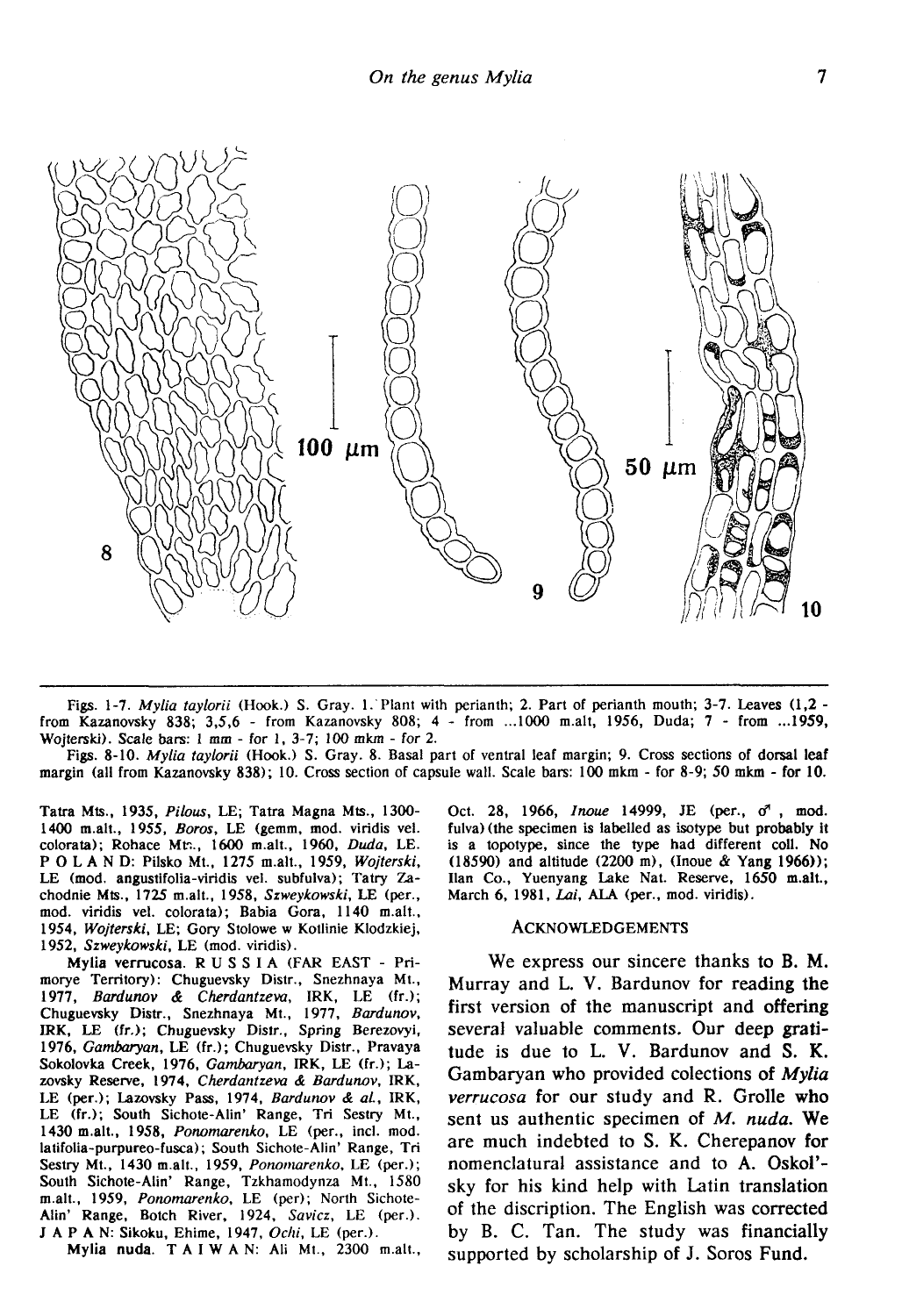Figs. 1-7. *Mylia taylorii* (Hook.) S. Gray. 1. Plant with perianth; 2. Part of perianth mouth; 3-7. Leaves (1,2 - from Kazanovsky 838; 3,5,6 - from Kazanovsky 808; 4 - from ...1000 m.alt, 1956, Duda; 7 - from ...1959, Wojterski). Scale bars: 1 mm - for 1, 3-7; 100 mkm - for 2.

Figs. 8-10. *Mylia taylorii* (Hook.) S. Gray. 8. Basal part of ventral leaf margin; 9. Cross sections of dorsal leaf margin (all from Kazanovsky 838); 10. Cross section of capsule wall. Scale bars: 100 mkm - for 8-9; 50 mkm - for 10.

Tatra Mts., 1935, *Pilous*, LE; Tatra Magna Mts., 1300-1400 m.alt., 1955, *Boros*, LE (gemm, mod. viridis vel. colorata); Rohace Mts., 1600 m.alt., 1960, *Duda*, LE. P O L A N D: Pilsko Mt., 1275 m.alt., 1959, *Wojterski*, LE (mod. angustifolia-viridis vel. subfulva); Tatry Zachodnie Mts., 1725 m.alt., 1958, *Szweykowski*, LE (per., mod. viridis vel. colorata); Babia Gora, 1140 m.alt., 1954, *Wojterski*, LE; Gory Stolowe w Kotlinie Klodzkiej, 1952, *Szweykowski*, LE (mod. viridis).

**Mylia verrucosa.** R U S S I A (FAR EAST - Primorye Territory): Chuguevsky Distr., Snezhnaya Mt., 1977, *Bardunov & Cherdantzeva*, IRK, LE (fr.); Chuguevsky Distr., Snezhnaya Mt., 1977, *Bardunov*, IRK, LE (fr.); Chuguevsky Distr., Spring Berezovyi, 1976, *Gambaryan*, LE (fr.); Chuguevsky Distr., Pravaya Sokolovka Creek, 1976, *Gambaryan*, IRK, LE (fr.); Lazovsky Reserve, 1974, *Cherdantzeva & Bardunov*, IRK, LE (per.); Lazovsky Pass, 1974, *Bardunov & al.*, IRK, LE (fr.); South Sichote-Alin' Range, Tri Sestry Mt., 1430 m.alt., 1958, *Ponomarenko*, LE (per., incl. mod. latifolia-purpureo-fusca); South Sichote-Alin' Range, Tri Sestry Mt., 1430 m.alt., 1959, *Ponomarenko*, LE (per.); South Sichote-Alin' Range, Tzkhamodynza Mt., 1580 m.alt., 1959, *Ponomarenko*, LE (per); North Sichote-Alin' Range, Botch River, 1924, *Savicz*, LE (per.). J A P A N: Sikoku, Ehime, 1947, *Ochi*, LE (per.).

**Mylia nuda.** T A I W A N: Ali Mt., 2300 m.alt., Oct. 28, 1966, *Inoue* 14999, JE (per., ♂, mod. fulva) (the specimen is labelled as isotype but probably it is a topotype, since the type had different coll. No (18590) and altitude (2200 m), (Inoue & Yang 1966)); Ilan Co., Yuenyang Lake Nat. Reserve, 1650 m.alt., March 6, 1981, *Lai*, ALA (per., mod. viridis).

## ACKNOWLEDGEMENTS

We express our sincere thanks to B. M. Murray and L. V. Bardunov for reading the first version of the manuscript and offering several valuable comments. Our deep gratitude is due to L. V. Bardunov and S. K. Gambaryan who provided colections of *Mylia verrucosa* for our study and R. Grolle who sent us authentic specimen of *M. nuda*. We are much indebted to S. K. Cherepanov for nomenclatural assistance and to A. Oskol'sky for his kind help with Latin translation of the discription. The English was corrected by B. C. Tan. The study was financially supported by scholarship of J. Soros Fund.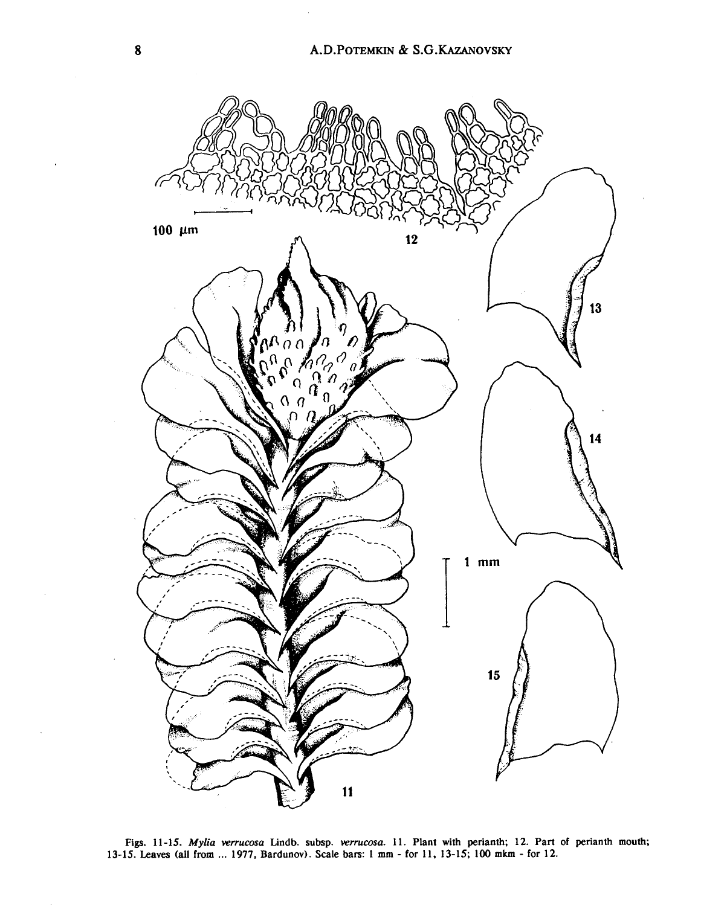Figs. 11-15. *Mylia verrucosa* Lindb. subsp. *verrucosa*. 11. Plant with perianth; 12. Part of perianth mouth; 13-15. Leaves (all from ... 1977, Bardunov). Scale bars: 1 mm - for 11, 13-15; 100 mkm - for 12.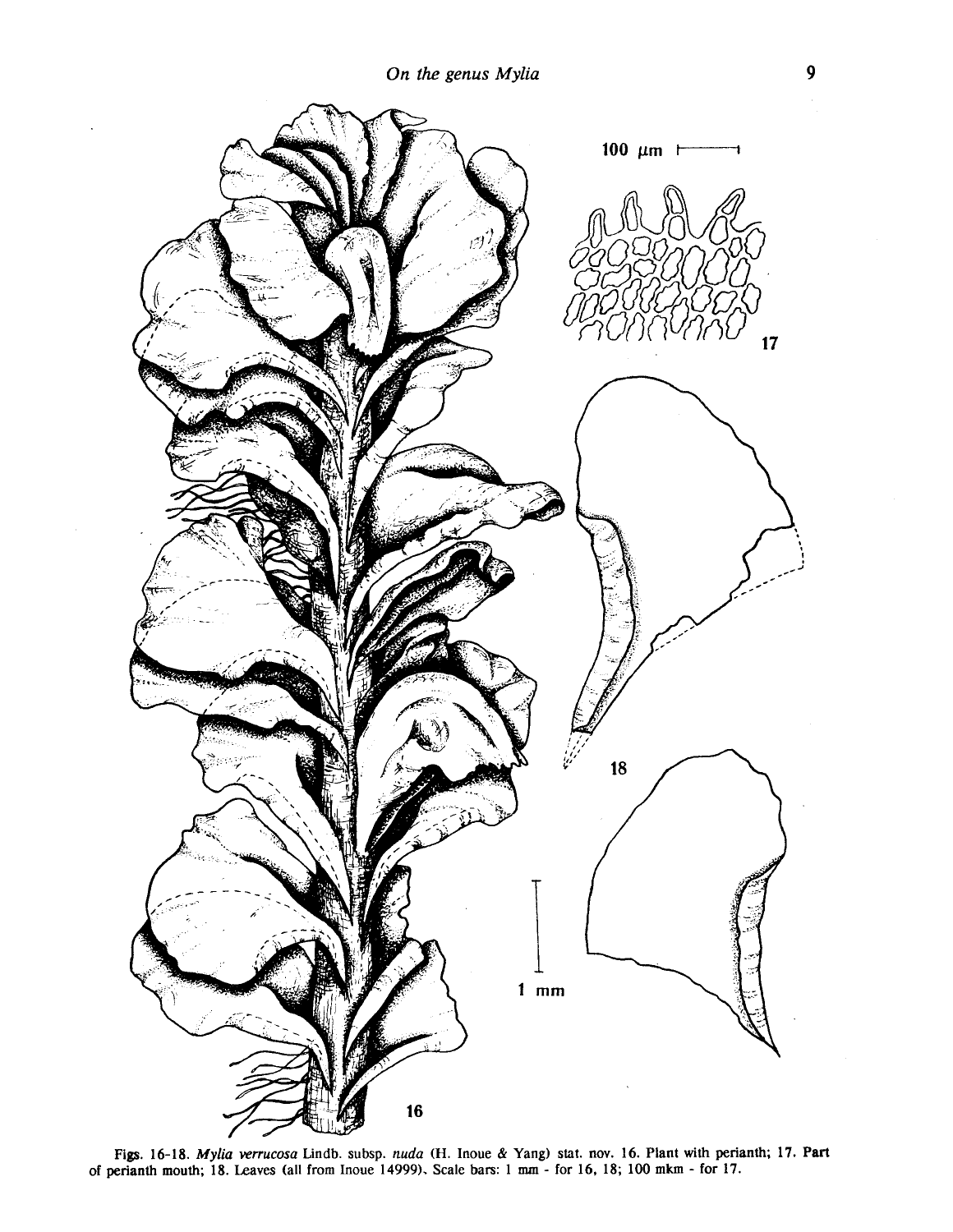Figs. 16-18. *Mylia verrucosa* Lindb. subsp. *nuda* (H. Inoue & Yang) stat. nov. 16. Plant with perianth; 17. Part of perianth mouth; 18. Leaves (all from Inoue 14999). Scale bars: 1 mm - for 16, 18; 100 mkm - for 17.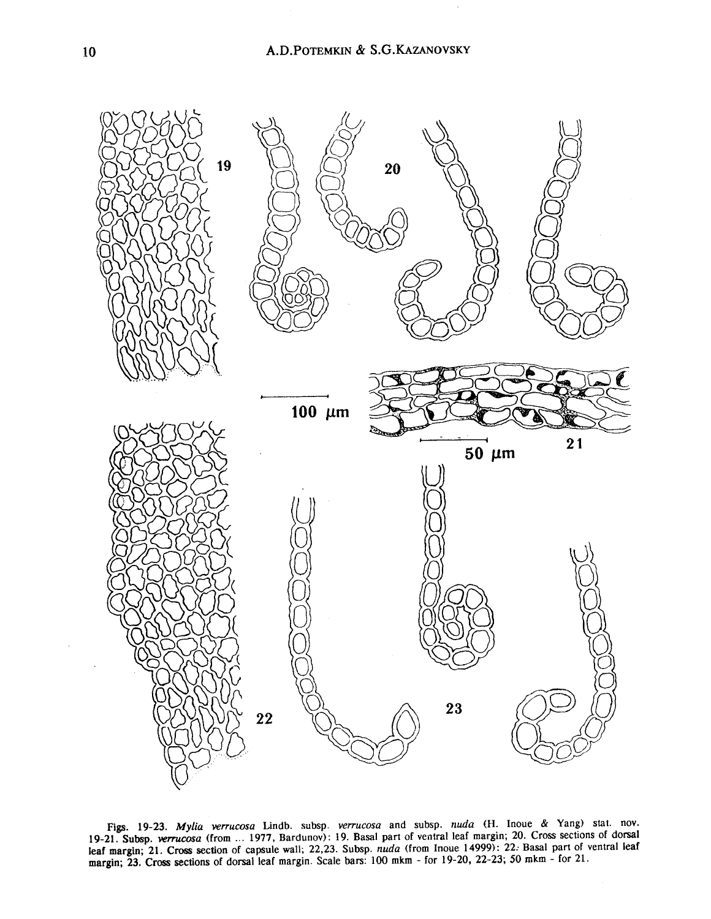Figs. 19-23. *Mylia verrucosa* Lindb. subsp. *verrucosa* and subsp. *nuda* (H. Inoue & Yang) stat. nov. 19-21. Subsp. *verrucosa* (from ... 1977, Bardunov): 19. Basal part of ventral leaf margin; 20. Cross sections of dorsal leaf margin; 21. Cross section of capsule wall; 22,23. Subsp. *nuda* (from Inoue 14999): 22. Basal part of ventral leaf margin; 23. Cross sections of dorsal leaf margin. Scale bars: 100 mkm - for 19-20, 22-23; 50 mkm - for 21.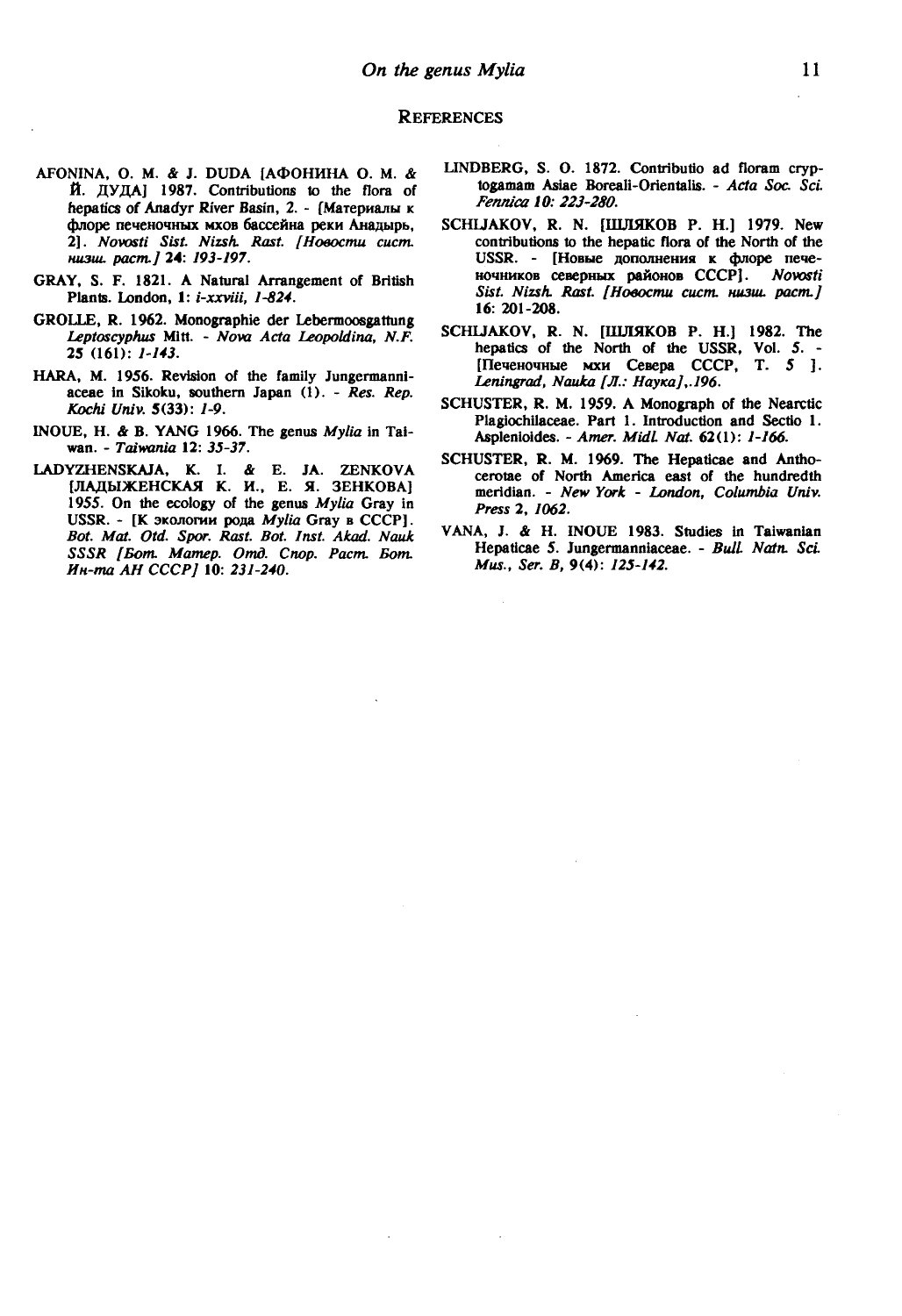## REFERENCES

AFONINA, O. M. & J. DUDA [АФОНИНА О. М. & Й. ДУДА] 1987. Contributions to the flora of hepatics of Anadyr River Basin, 2. - [Материалы к флоре печеночных мхов бассейна реки Анадырь, 2]. *Novosti Sist. Nizsh. Rast. [Новости сист. низш. раст.]* **24**: *193-197*.

GRAY, S. F. 1821. A Natural Arrangement of British Plants. London, **1**: *i-xxviii, 1-824*.

GROLLE, R. 1962. Monographie der Lebermoosgattung *Leptoscyphus* Mitt. - *Nova Acta Leopoldina, N.F.* **25** (161): *1-143*.

HARA, M. 1956. Revision of the family Jungermanniaceae in Sikoku, southern Japan (1). - *Res. Rep. Kochi Univ.* **5**(33): *1-9*.

INOUE, H. & B. YANG 1966. The genus *Mylia* in Taiwan. - *Taiwania* **12**: *35-37*.

LADYZHENSKAJA, K. I. & E. JA. ZENKOVA [ЛАДЫЖЕНСКАЯ К. И., Е. Я. ЗЕНКОВА] 1955. On the ecology of the genus *Mylia* Gray in USSR. - [К экологии рода *Mylia* Gray в СССР]. *Bot. Mat. Otd. Spor. Rast. Bot. Inst. Akad. Nauk SSSR [Бот. Матер. Отд. Спор. Раст. Бот. Ин-та АН СССР]* **10**: *231-240*.

LINDBERG, S. O. 1872. Contributio ad floram cryptogamam Asiae Boreali-Orientalis. - *Acta Soc. Sci. Fennica 10: 223-280.*

SCHLJAKOV, R. N. [ШЛЯКОВ Р. Н.] 1979. New contributions to the hepatic flora of the North of the USSR. - [Новые дополнения к флоре печеночников северных районов СССР]. *Novosti Sist. Nizsh. Rast. [Новости сист. низш. раст.]* **16**: 201-208.

SCHLJAKOV, R. N. [ШЛЯКОВ Р. Н.] 1982. The hepatics of the North of the USSR, Vol. *5*. - [Печеночные мхи Севера СССР, Т. *5* ]. *Leningrad, Nauka [Л.: Наука],.196.*

SCHUSTER, R. M. 1959. A Monograph of the Nearctic Plagiochilaceae. Part 1. Introduction and Sectio 1. Asplenioides. - *Amer. Midl. Nat.* **62**(1): *1-166*.

SCHUSTER, R. M. 1969. The Hepaticae and Anthocerotae of North America east of the hundredth meridian. - *New York - London, Columbia Univ. Press* **2**, *1062*.

VANA, J. & H. INOUE 1983. Studies in Taiwanian Hepaticae 5. Jungermanniaceae. - *Bull. Natn. Sci. Mus., Ser. B*, **9**(4): *125-142*.